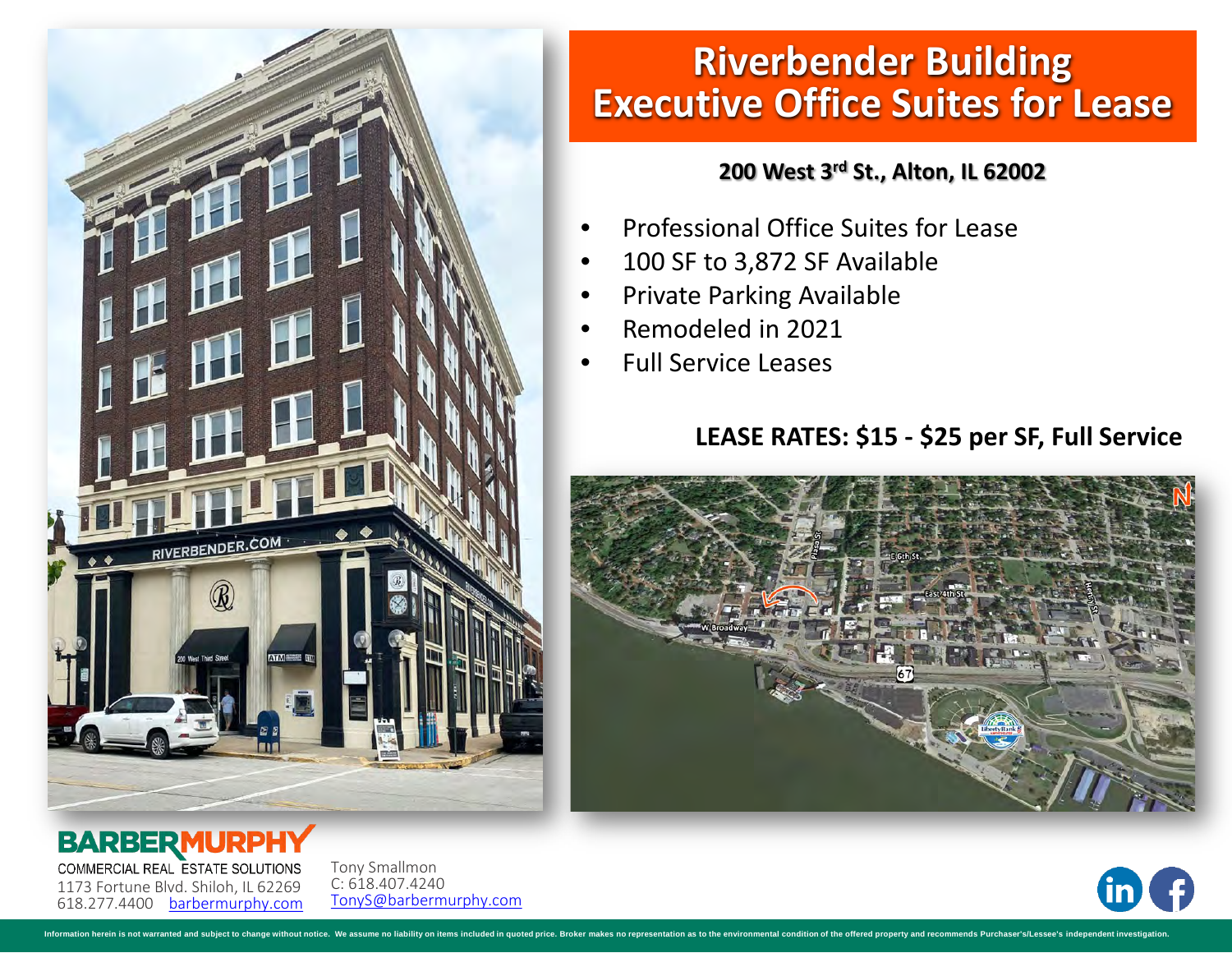# Riverbender Building
# Executive Office Suites for Lease

**200 West 3rd St., Alton, IL 62002**

- Professional Office Suites for Lease
- 100 SF to 3,872 SF Available
- Private Parking Available
- Remodeled in 2021
- Full Service Leases

**LEASE RATES: $15 - $25 per SF, Full Service**

**BARBERMURPHY**
COMMERCIAL REAL ESTATE SOLUTIONS
1173 Fortune Blvd. Shiloh, IL 62269
618.277.4400 barbermurphy.com

Tony Smallmon
C: 618.407.4240
TonyS@barbermurphy.com

Information herein is not warranted and subject to change without notice. We assume no liability on items included in quoted price. Broker makes no representation as to the environmental condition of the offered property and recommends Purchaser's/Lessee's independent investigation.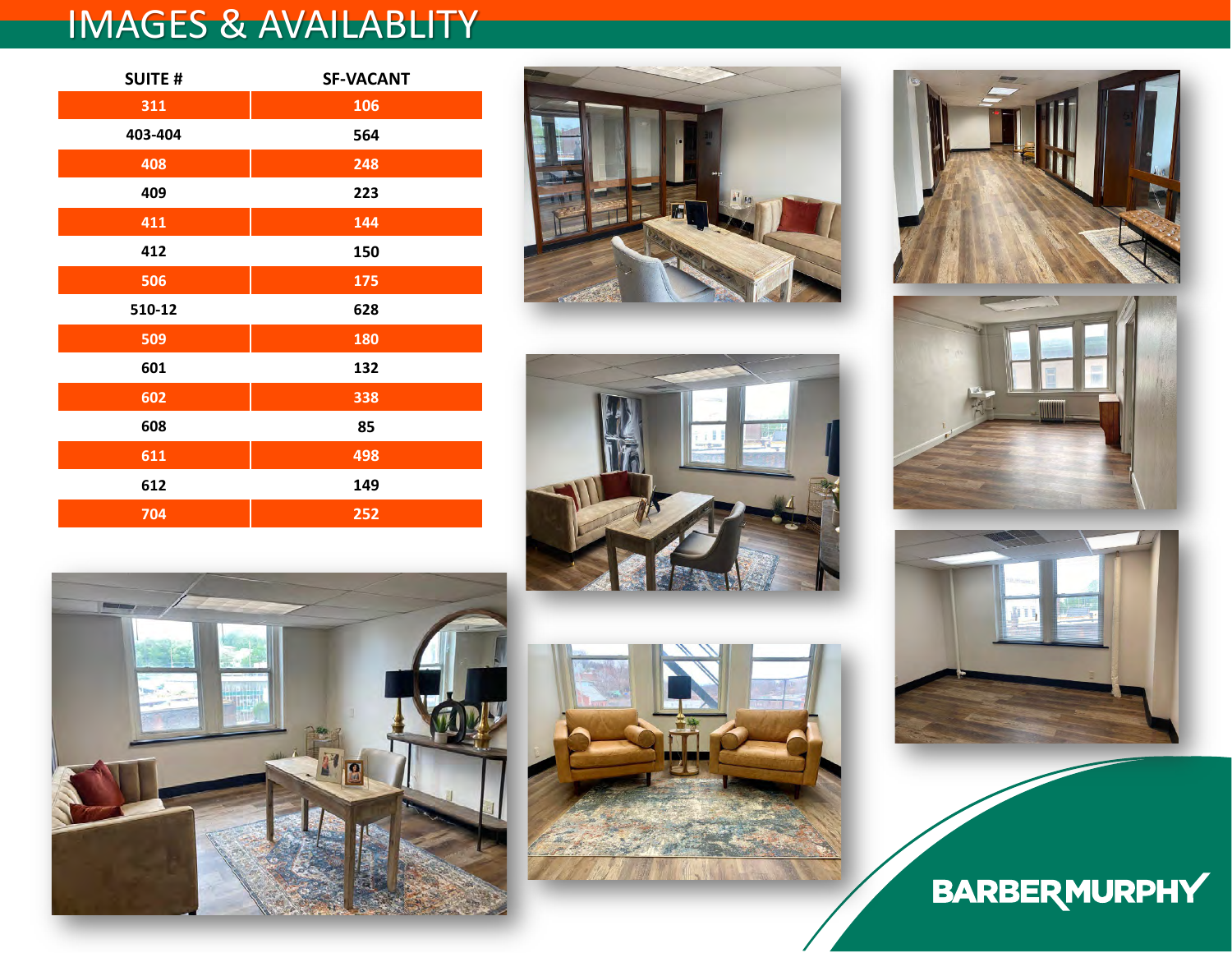# IMAGES & AVAILABLITY

| SUITE # | SF-VACANT |
| --- | --- |
| 311 | 106 |
| 403-404 | 564 |
| 408 | 248 |
| 409 | 223 |
| 411 | 144 |
| 412 | 150 |
| 506 | 175 |
| 510-12 | 628 |
| 509 | 180 |
| 601 | 132 |
| 602 | 338 |
| 608 | 85 |
| 611 | 498 |
| 612 | 149 |
| 704 | 252 |

BARBERMURPHY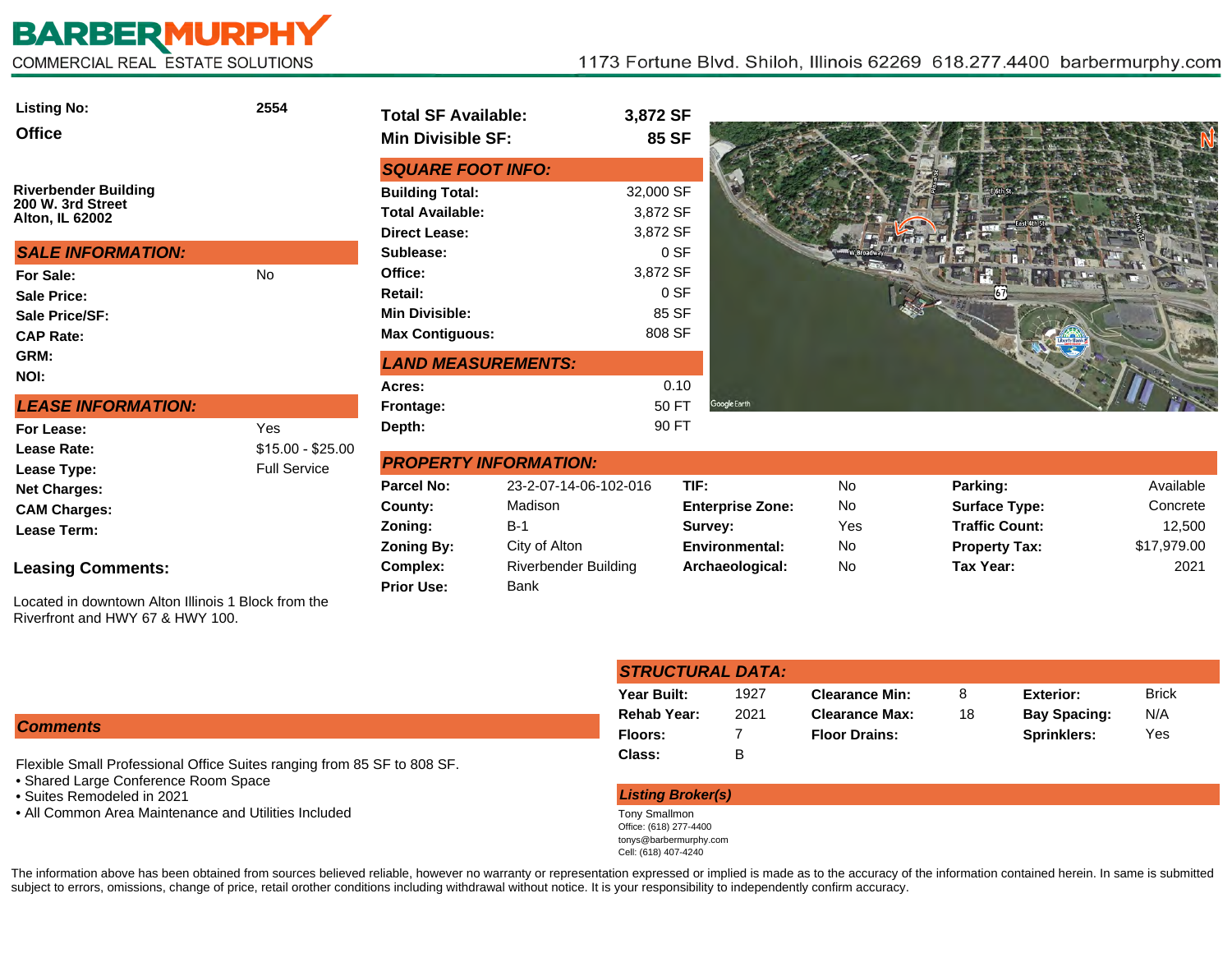BARBERMURPHY
COMMERCIAL REAL ESTATE SOLUTIONS

1173 Fortune Blvd. Shiloh, Illinois 62269 618.277.4400 barbermurphy.com

**Listing No:** 2554

**Office**

**Riverbender Building**
**200 W. 3rd Street**
**Alton, IL 62002**

## SALE INFORMATION:

| | |
|---|---|
| **For Sale:** | No |
| **Sale Price:** | |
| **Sale Price/SF:** | |
| **CAP Rate:** | |
| **GRM:** | |
| **NOI:** | |

## LEASE INFORMATION:

| | |
|---|---|
| **For Lease:** | Yes |
| **Lease Rate:** | $15.00 - $25.00 |
| **Lease Type:** | Full Service |
| **Net Charges:** | |
| **CAM Charges:** | |
| **Lease Term:** | |

### Leasing Comments:

Located in downtown Alton Illinois 1 Block from the Riverfront and HWY 67 & HWY 100.

| | |
|---|---|
| **Total SF Available:** | **3,872 SF** |
| **Min Divisible SF:** | **85 SF** |

## SQUARE FOOT INFO:

| | |
|---|---|
| **Building Total:** | 32,000 SF |
| **Total Available:** | 3,872 SF |
| **Direct Lease:** | 3,872 SF |
| **Sublease:** | 0 SF |
| **Office:** | 3,872 SF |
| **Retail:** | 0 SF |
| **Min Divisible:** | 85 SF |
| **Max Contiguous:** | 808 SF |

## LAND MEASUREMENTS:

| | |
|---|---|
| **Acres:** | 0.10 |
| **Frontage:** | 50 FT |
| **Depth:** | 90 FT |

## PROPERTY INFORMATION:

| | | | | | |
|---|---|---|---|---|---|
| **Parcel No:** | 23-2-07-14-06-102-016 | **TIF:** | No | **Parking:** | Available |
| **County:** | Madison | **Enterprise Zone:** | No | **Surface Type:** | Concrete |
| **Zoning:** | B-1 | **Survey:** | Yes | **Traffic Count:** | 12,500 |
| **Zoning By:** | City of Alton | **Environmental:** | No | **Property Tax:** | $17,979.00 |
| **Complex:** | Riverbender Building | **Archaeological:** | No | **Tax Year:** | 2021 |
| **Prior Use:** | Bank | | | | |

## STRUCTURAL DATA:

| | | | | | |
|---|---|---|---|---|---|
| **Year Built:** | 1927 | **Clearance Min:** | 8 | **Exterior:** | Brick |
| **Rehab Year:** | 2021 | **Clearance Max:** | 18 | **Bay Spacing:** | N/A |
| **Floors:** | 7 | **Floor Drains:** | | **Sprinklers:** | Yes |
| **Class:** | B | | | | |

## Comments

Flexible Small Professional Office Suites ranging from 85 SF to 808 SF.
- Shared Large Conference Room Space
- Suites Remodeled in 2021
- All Common Area Maintenance and Utilities Included

## Listing Broker(s)

Tony Smallmon
Office: (618) 277-4400
tonys@barbermurphy.com
Cell: (618) 407-4240

The information above has been obtained from sources believed reliable, however no warranty or representation expressed or implied is made as to the accuracy of the information contained herein. In same is submitted subject to errors, omissions, change of price, retail orother conditions including withdrawal without notice. It is your responsibility to independently confirm accuracy.